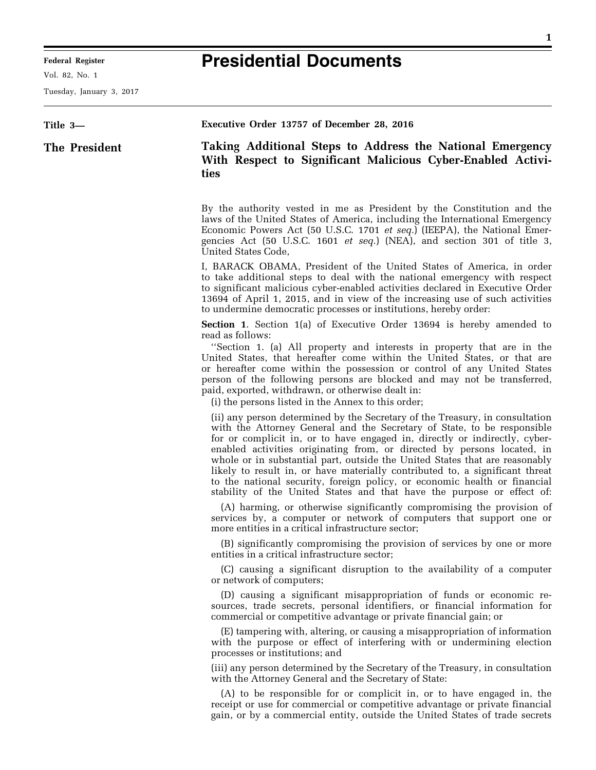# Presidential Documents

**Title 3—**

**The President**

**Executive Order 13757 of December 28, 2016**

## Taking Additional Steps to Address the National Emergency With Respect to Significant Malicious Cyber-Enabled Activities

By the authority vested in me as President by the Constitution and the laws of the United States of America, including the International Emergency Economic Powers Act (50 U.S.C. 1701 *et seq.*) (IEEPA), the National Emergencies Act (50 U.S.C. 1601 *et seq.*) (NEA), and section 301 of title 3, United States Code,

I, BARACK OBAMA, President of the United States of America, in order to take additional steps to deal with the national emergency with respect to significant malicious cyber-enabled activities declared in Executive Order 13694 of April 1, 2015, and in view of the increasing use of such activities to undermine democratic processes or institutions, hereby order:

**Section 1**. Section 1(a) of Executive Order 13694 is hereby amended to read as follows:

''Section 1. (a) All property and interests in property that are in the United States, that hereafter come within the United States, or that are or hereafter come within the possession or control of any United States person of the following persons are blocked and may not be transferred, paid, exported, withdrawn, or otherwise dealt in:

(i) the persons listed in the Annex to this order;

(ii) any person determined by the Secretary of the Treasury, in consultation with the Attorney General and the Secretary of State, to be responsible for or complicit in, or to have engaged in, directly or indirectly, cyber-enabled activities originating from, or directed by persons located, in whole or in substantial part, outside the United States that are reasonably likely to result in, or have materially contributed to, a significant threat to the national security, foreign policy, or economic health or financial stability of the United States and that have the purpose or effect of:

(A) harming, or otherwise significantly compromising the provision of services by, a computer or network of computers that support one or more entities in a critical infrastructure sector;

(B) significantly compromising the provision of services by one or more entities in a critical infrastructure sector;

(C) causing a significant disruption to the availability of a computer or network of computers;

(D) causing a significant misappropriation of funds or economic resources, trade secrets, personal identifiers, or financial information for commercial or competitive advantage or private financial gain; or

(E) tampering with, altering, or causing a misappropriation of information with the purpose or effect of interfering with or undermining election processes or institutions; and

(iii) any person determined by the Secretary of the Treasury, in consultation with the Attorney General and the Secretary of State:

(A) to be responsible for or complicit in, or to have engaged in, the receipt or use for commercial or competitive advantage or private financial gain, or by a commercial entity, outside the United States of trade secrets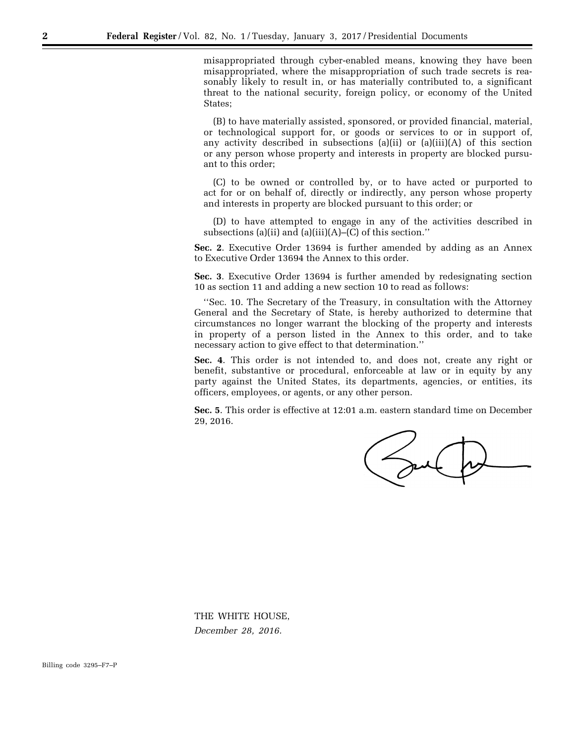misappropriated through cyber-enabled means, knowing they have been misappropriated, where the misappropriation of such trade secrets is reasonably likely to result in, or has materially contributed to, a significant threat to the national security, foreign policy, or economy of the United States;

(B) to have materially assisted, sponsored, or provided financial, material, or technological support for, or goods or services to or in support of, any activity described in subsections (a)(ii) or (a)(iii)(A) of this section or any person whose property and interests in property are blocked pursuant to this order;

(C) to be owned or controlled by, or to have acted or purported to act for or on behalf of, directly or indirectly, any person whose property and interests in property are blocked pursuant to this order; or

(D) to have attempted to engage in any of the activities described in subsections (a)(ii) and (a)(iii)(A)–(C) of this section.''

**Sec. 2**. Executive Order 13694 is further amended by adding as an Annex to Executive Order 13694 the Annex to this order.

**Sec. 3**. Executive Order 13694 is further amended by redesignating section 10 as section 11 and adding a new section 10 to read as follows:

''Sec. 10. The Secretary of the Treasury, in consultation with the Attorney General and the Secretary of State, is hereby authorized to determine that circumstances no longer warrant the blocking of the property and interests in property of a person listed in the Annex to this order, and to take necessary action to give effect to that determination.''

**Sec. 4**. This order is not intended to, and does not, create any right or benefit, substantive or procedural, enforceable at law or in equity by any party against the United States, its departments, agencies, or entities, its officers, employees, or agents, or any other person.

**Sec. 5**. This order is effective at 12:01 a.m. eastern standard time on December 29, 2016.

THE WHITE HOUSE,
*December 28, 2016.*

Billing code 3295–F7–P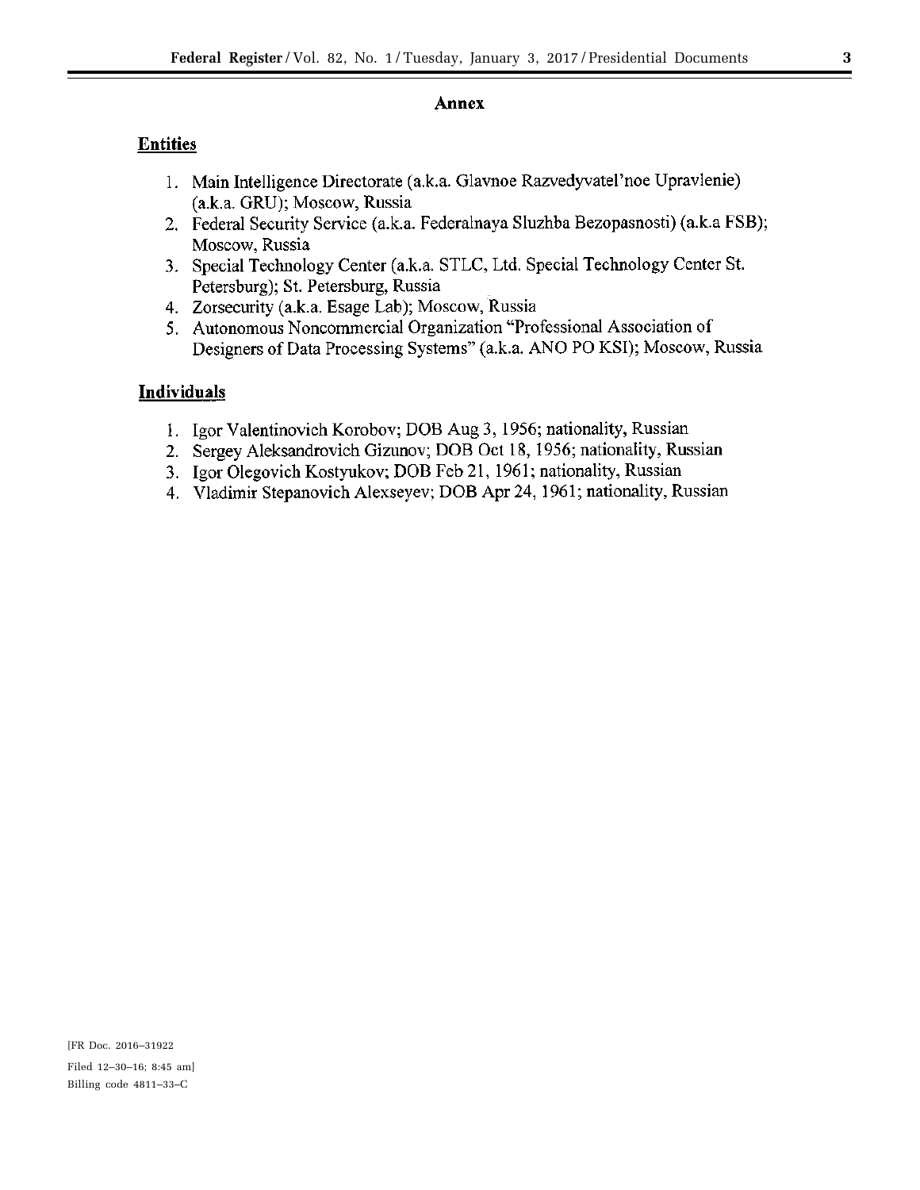## Annex

### Entities

1. Main Intelligence Directorate (a.k.a. Glavnoe Razvedyvatel'noe Upravlenie) (a.k.a. GRU); Moscow, Russia
2. Federal Security Service (a.k.a. Federalnaya Sluzhba Bezopasnosti) (a.k.a FSB); Moscow, Russia
3. Special Technology Center (a.k.a. STLC, Ltd. Special Technology Center St. Petersburg); St. Petersburg, Russia
4. Zorsecurity (a.k.a. Esage Lab); Moscow, Russia
5. Autonomous Noncommercial Organization "Professional Association of Designers of Data Processing Systems" (a.k.a. ANO PO KSI); Moscow, Russia

### Individuals

1. Igor Valentinovich Korobov; DOB Aug 3, 1956; nationality, Russian
2. Sergey Aleksandrovich Gizunov; DOB Oct 18, 1956; nationality, Russian
3. Igor Olegovich Kostyukov; DOB Feb 21, 1961; nationality, Russian
4. Vladimir Stepanovich Alexseyev; DOB Apr 24, 1961; nationality, Russian

[FR Doc. 2016–31922
Filed 12–30–16; 8:45 am]
Billing code 4811–33–C